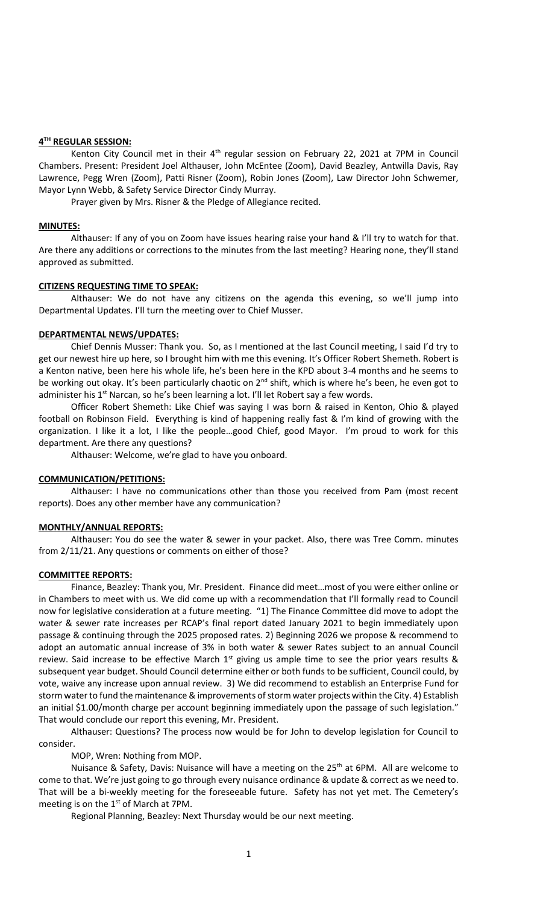## 4TH REGULAR SESSION:

Kenton City Council met in their 4th regular session on February 22, 2021 at 7PM in Council Chambers. Present: President Joel Althauser, John McEntee (Zoom), David Beazley, Antwilla Davis, Ray Lawrence, Pegg Wren (Zoom), Patti Risner (Zoom), Robin Jones (Zoom), Law Director John Schwemer, Mayor Lynn Webb, & Safety Service Director Cindy Murray.

Prayer given by Mrs. Risner & the Pledge of Allegiance recited.

## MINUTES:

Althauser: If any of you on Zoom have issues hearing raise your hand & I'll try to watch for that. Are there any additions or corrections to the minutes from the last meeting? Hearing none, they'll stand approved as submitted.

## CITIZENS REQUESTING TIME TO SPEAK:

Althauser: We do not have any citizens on the agenda this evening, so we'll jump into Departmental Updates. I'll turn the meeting over to Chief Musser.

## DEPARTMENTAL NEWS/UPDATES:

Chief Dennis Musser: Thank you. So, as I mentioned at the last Council meeting, I said I'd try to get our newest hire up here, so I brought him with me this evening. It's Officer Robert Shemeth. Robert is a Kenton native, been here his whole life, he's been here in the KPD about 3-4 months and he seems to be working out okay. It's been particularly chaotic on 2nd shift, which is where he's been, he even got to administer his 1st Narcan, so he's been learning a lot. I'll let Robert say a few words.

Officer Robert Shemeth: Like Chief was saying I was born & raised in Kenton, Ohio & played football on Robinson Field. Everything is kind of happening really fast & I'm kind of growing with the organization. I like it a lot, I like the people…good Chief, good Mayor. I'm proud to work for this department. Are there any questions?

Althauser: Welcome, we're glad to have you onboard.

## COMMUNICATION/PETITIONS:

Althauser: I have no communications other than those you received from Pam (most recent reports). Does any other member have any communication?

## MONTHLY/ANNUAL REPORTS:

Althauser: You do see the water & sewer in your packet. Also, there was Tree Comm. minutes from 2/11/21. Any questions or comments on either of those?

## COMMITTEE REPORTS:

Finance, Beazley: Thank you, Mr. President. Finance did meet…most of you were either online or in Chambers to meet with us. We did come up with a recommendation that I'll formally read to Council now for legislative consideration at a future meeting. "1) The Finance Committee did move to adopt the water & sewer rate increases per RCAP's final report dated January 2021 to begin immediately upon passage & continuing through the 2025 proposed rates. 2) Beginning 2026 we propose & recommend to adopt an automatic annual increase of 3% in both water & sewer Rates subject to an annual Council review. Said increase to be effective March 1st giving us ample time to see the prior years results & subsequent year budget. Should Council determine either or both funds to be sufficient, Council could, by vote, waive any increase upon annual review. 3) We did recommend to establish an Enterprise Fund for storm water to fund the maintenance & improvements of storm water projects within the City. 4) Establish an initial $1.00/month charge per account beginning immediately upon the passage of such legislation." That would conclude our report this evening, Mr. President.

Althauser: Questions? The process now would be for John to develop legislation for Council to consider.

MOP, Wren: Nothing from MOP.

Nuisance & Safety, Davis: Nuisance will have a meeting on the 25th at 6PM. All are welcome to come to that. We're just going to go through every nuisance ordinance & update & correct as we need to. That will be a bi-weekly meeting for the foreseeable future. Safety has not yet met. The Cemetery's meeting is on the 1st of March at 7PM.

Regional Planning, Beazley: Next Thursday would be our next meeting.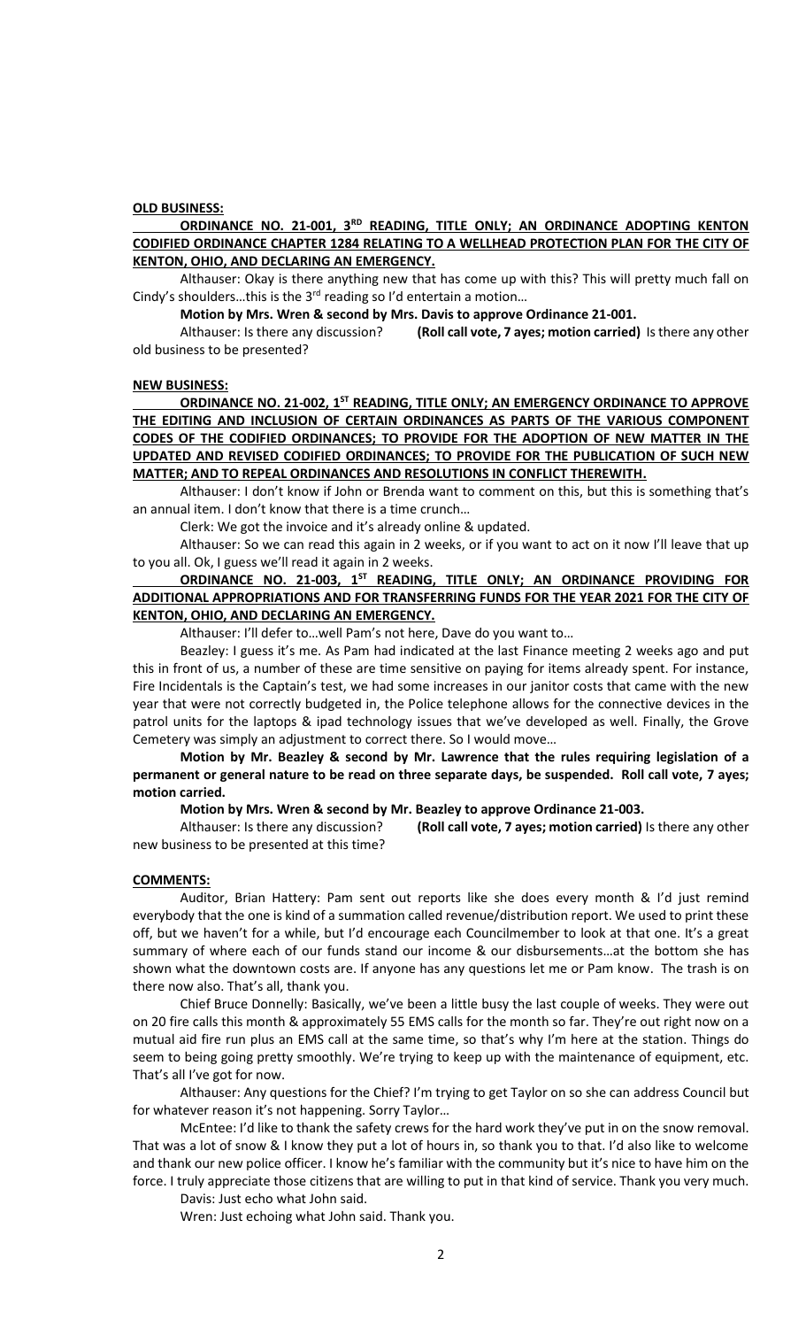**OLD BUSINESS:**

**ORDINANCE NO. 21-001, 3RD READING, TITLE ONLY; AN ORDINANCE ADOPTING KENTON CODIFIED ORDINANCE CHAPTER 1284 RELATING TO A WELLHEAD PROTECTION PLAN FOR THE CITY OF KENTON, OHIO, AND DECLARING AN EMERGENCY.**

Althauser: Okay is there anything new that has come up with this? This will pretty much fall on Cindy's shoulders…this is the 3rd reading so I'd entertain a motion…

**Motion by Mrs. Wren & second by Mrs. Davis to approve Ordinance 21-001.**

Althauser: Is there any discussion? **(Roll call vote, 7 ayes; motion carried)** Is there any other old business to be presented?

**NEW BUSINESS:**

**ORDINANCE NO. 21-002, 1ST READING, TITLE ONLY; AN EMERGENCY ORDINANCE TO APPROVE THE EDITING AND INCLUSION OF CERTAIN ORDINANCES AS PARTS OF THE VARIOUS COMPONENT CODES OF THE CODIFIED ORDINANCES; TO PROVIDE FOR THE ADOPTION OF NEW MATTER IN THE UPDATED AND REVISED CODIFIED ORDINANCES; TO PROVIDE FOR THE PUBLICATION OF SUCH NEW MATTER; AND TO REPEAL ORDINANCES AND RESOLUTIONS IN CONFLICT THEREWITH.**

Althauser: I don't know if John or Brenda want to comment on this, but this is something that's an annual item. I don't know that there is a time crunch…

Clerk: We got the invoice and it's already online & updated.

Althauser: So we can read this again in 2 weeks, or if you want to act on it now I'll leave that up to you all. Ok, I guess we'll read it again in 2 weeks.

**ORDINANCE NO. 21-003, 1ST READING, TITLE ONLY; AN ORDINANCE PROVIDING FOR ADDITIONAL APPROPRIATIONS AND FOR TRANSFERRING FUNDS FOR THE YEAR 2021 FOR THE CITY OF KENTON, OHIO, AND DECLARING AN EMERGENCY.**

Althauser: I'll defer to…well Pam's not here, Dave do you want to…

Beazley: I guess it's me. As Pam had indicated at the last Finance meeting 2 weeks ago and put this in front of us, a number of these are time sensitive on paying for items already spent. For instance, Fire Incidentals is the Captain's test, we had some increases in our janitor costs that came with the new year that were not correctly budgeted in, the Police telephone allows for the connective devices in the patrol units for the laptops & ipad technology issues that we've developed as well. Finally, the Grove Cemetery was simply an adjustment to correct there. So I would move…

**Motion by Mr. Beazley & second by Mr. Lawrence that the rules requiring legislation of a permanent or general nature to be read on three separate days, be suspended. Roll call vote, 7 ayes; motion carried.**

**Motion by Mrs. Wren & second by Mr. Beazley to approve Ordinance 21-003.**

Althauser: Is there any discussion? **(Roll call vote, 7 ayes; motion carried)** Is there any other new business to be presented at this time?

**COMMENTS:**

Auditor, Brian Hattery: Pam sent out reports like she does every month & I'd just remind everybody that the one is kind of a summation called revenue/distribution report. We used to print these off, but we haven't for a while, but I'd encourage each Councilmember to look at that one. It's a great summary of where each of our funds stand our income & our disbursements…at the bottom she has shown what the downtown costs are. If anyone has any questions let me or Pam know. The trash is on there now also. That's all, thank you.

Chief Bruce Donnelly: Basically, we've been a little busy the last couple of weeks. They were out on 20 fire calls this month & approximately 55 EMS calls for the month so far. They're out right now on a mutual aid fire run plus an EMS call at the same time, so that's why I'm here at the station. Things do seem to being going pretty smoothly. We're trying to keep up with the maintenance of equipment, etc. That's all I've got for now.

Althauser: Any questions for the Chief? I'm trying to get Taylor on so she can address Council but for whatever reason it's not happening. Sorry Taylor…

McEntee: I'd like to thank the safety crews for the hard work they've put in on the snow removal. That was a lot of snow & I know they put a lot of hours in, so thank you to that. I'd also like to welcome and thank our new police officer. I know he's familiar with the community but it's nice to have him on the force. I truly appreciate those citizens that are willing to put in that kind of service. Thank you very much.

Davis: Just echo what John said.

Wren: Just echoing what John said. Thank you.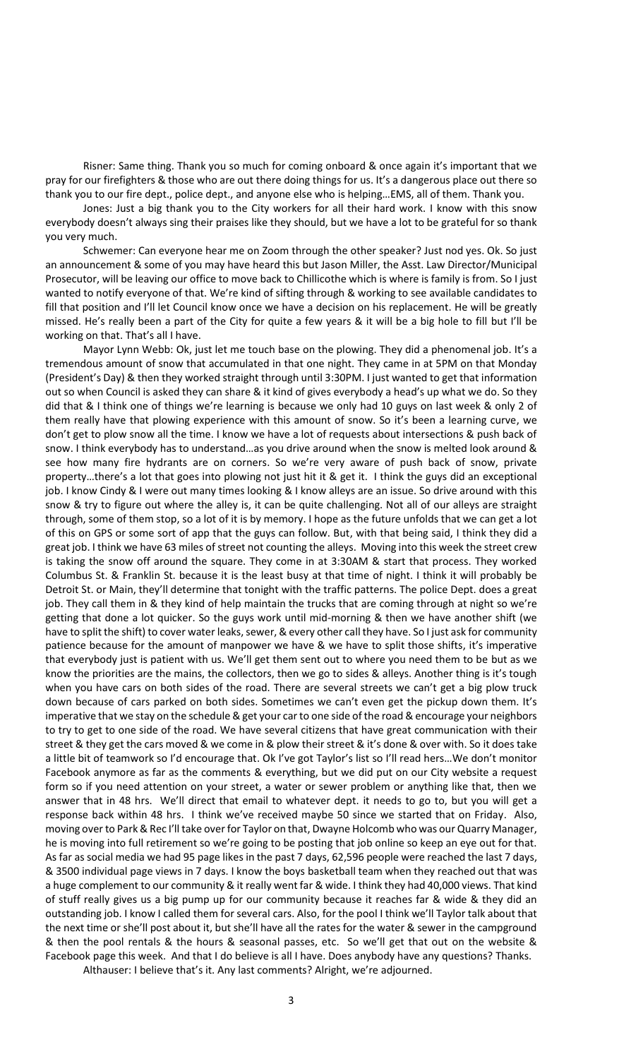Risner: Same thing. Thank you so much for coming onboard & once again it's important that we pray for our firefighters & those who are out there doing things for us. It's a dangerous place out there so thank you to our fire dept., police dept., and anyone else who is helping…EMS, all of them. Thank you.

Jones: Just a big thank you to the City workers for all their hard work. I know with this snow everybody doesn't always sing their praises like they should, but we have a lot to be grateful for so thank you very much.

Schwemer: Can everyone hear me on Zoom through the other speaker? Just nod yes. Ok. So just an announcement & some of you may have heard this but Jason Miller, the Asst. Law Director/Municipal Prosecutor, will be leaving our office to move back to Chillicothe which is where is family is from. So I just wanted to notify everyone of that. We're kind of sifting through & working to see available candidates to fill that position and I'll let Council know once we have a decision on his replacement. He will be greatly missed. He's really been a part of the City for quite a few years & it will be a big hole to fill but I'll be working on that. That's all I have.

Mayor Lynn Webb: Ok, just let me touch base on the plowing. They did a phenomenal job. It's a tremendous amount of snow that accumulated in that one night. They came in at 5PM on that Monday (President's Day) & then they worked straight through until 3:30PM. I just wanted to get that information out so when Council is asked they can share & it kind of gives everybody a head's up what we do. So they did that & I think one of things we're learning is because we only had 10 guys on last week & only 2 of them really have that plowing experience with this amount of snow. So it's been a learning curve, we don't get to plow snow all the time. I know we have a lot of requests about intersections & push back of snow. I think everybody has to understand…as you drive around when the snow is melted look around & see how many fire hydrants are on corners. So we're very aware of push back of snow, private property…there's a lot that goes into plowing not just hit it & get it. I think the guys did an exceptional job. I know Cindy & I were out many times looking & I know alleys are an issue. So drive around with this snow & try to figure out where the alley is, it can be quite challenging. Not all of our alleys are straight through, some of them stop, so a lot of it is by memory. I hope as the future unfolds that we can get a lot of this on GPS or some sort of app that the guys can follow. But, with that being said, I think they did a great job. I think we have 63 miles of street not counting the alleys. Moving into this week the street crew is taking the snow off around the square. They come in at 3:30AM & start that process. They worked Columbus St. & Franklin St. because it is the least busy at that time of night. I think it will probably be Detroit St. or Main, they'll determine that tonight with the traffic patterns. The police Dept. does a great job. They call them in & they kind of help maintain the trucks that are coming through at night so we're getting that done a lot quicker. So the guys work until mid-morning & then we have another shift (we have to split the shift) to cover water leaks, sewer, & every other call they have. So I just ask for community patience because for the amount of manpower we have & we have to split those shifts, it's imperative that everybody just is patient with us. We'll get them sent out to where you need them to be but as we know the priorities are the mains, the collectors, then we go to sides & alleys. Another thing is it's tough when you have cars on both sides of the road. There are several streets we can't get a big plow truck down because of cars parked on both sides. Sometimes we can't even get the pickup down them. It's imperative that we stay on the schedule & get your car to one side of the road & encourage your neighbors to try to get to one side of the road. We have several citizens that have great communication with their street & they get the cars moved & we come in & plow their street & it's done & over with. So it does take a little bit of teamwork so I'd encourage that. Ok I've got Taylor's list so I'll read hers…We don't monitor Facebook anymore as far as the comments & everything, but we did put on our City website a request form so if you need attention on your street, a water or sewer problem or anything like that, then we answer that in 48 hrs. We'll direct that email to whatever dept. it needs to go to, but you will get a response back within 48 hrs. I think we've received maybe 50 since we started that on Friday. Also, moving over to Park & Rec I'll take over for Taylor on that, Dwayne Holcomb who was our Quarry Manager, he is moving into full retirement so we're going to be posting that job online so keep an eye out for that. As far as social media we had 95 page likes in the past 7 days, 62,596 people were reached the last 7 days, & 3500 individual page views in 7 days. I know the boys basketball team when they reached out that was a huge complement to our community & it really went far & wide. I think they had 40,000 views. That kind of stuff really gives us a big pump up for our community because it reaches far & wide & they did an outstanding job. I know I called them for several cars. Also, for the pool I think we'll Taylor talk about that the next time or she'll post about it, but she'll have all the rates for the water & sewer in the campground & then the pool rentals & the hours & seasonal passes, etc. So we'll get that out on the website & Facebook page this week. And that I do believe is all I have. Does anybody have any questions? Thanks.

Althauser: I believe that's it. Any last comments? Alright, we're adjourned.